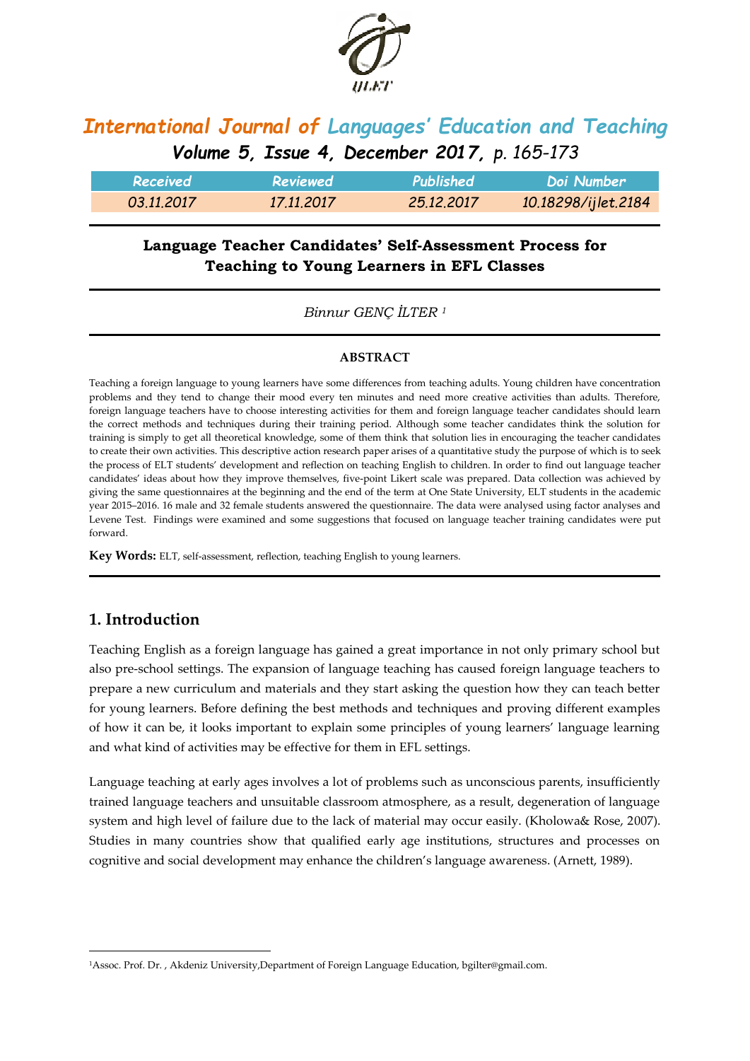# International Journal of Languages' Education and Teaching

*Volume 5, Issue 4, December 2017, p. 165-173*

| Received | Reviewed | Published | Doi Number |
|---|---|---|---|
| 03.11.2017 | 17.11.2017 | 25.12.2017 | 10.18298/ijlet.2184 |

## Language Teacher Candidates' Self-Assessment Process for Teaching to Young Learners in EFL Classes

*Binnur GENÇ İLTER* [1]

### ABSTRACT

Teaching a foreign language to young learners have some differences from teaching adults. Young children have concentration problems and they tend to change their mood every ten minutes and need more creative activities than adults. Therefore, foreign language teachers have to choose interesting activities for them and foreign language teacher candidates should learn the correct methods and techniques during their training period. Although some teacher candidates think the solution for training is simply to get all theoretical knowledge, some of them think that solution lies in encouraging the teacher candidates to create their own activities. This descriptive action research paper arises of a quantitative study the purpose of which is to seek the process of ELT students' development and reflection on teaching English to children. In order to find out language teacher candidates' ideas about how they improve themselves, five-point Likert scale was prepared. Data collection was achieved by giving the same questionnaires at the beginning and the end of the term at One State University, ELT students in the academic year 2015–2016. 16 male and 32 female students answered the questionnaire. The data were analysed using factor analyses and Levene Test. Findings were examined and some suggestions that focused on language teacher training candidates were put forward.

**Key Words:** ELT, self-assessment, reflection, teaching English to young learners.

## 1. Introduction

Teaching English as a foreign language has gained a great importance in not only primary school but also pre-school settings. The expansion of language teaching has caused foreign language teachers to prepare a new curriculum and materials and they start asking the question how they can teach better for young learners. Before defining the best methods and techniques and proving different examples of how it can be, it looks important to explain some principles of young learners' language learning and what kind of activities may be effective for them in EFL settings.

Language teaching at early ages involves a lot of problems such as unconscious parents, insufficiently trained language teachers and unsuitable classroom atmosphere, as a result, degeneration of language system and high level of failure due to the lack of material may occur easily. (Kholowa& Rose, 2007). Studies in many countries show that qualified early age institutions, structures and processes on cognitive and social development may enhance the children's language awareness. (Arnett, 1989).

[1] Assoc. Prof. Dr. , Akdeniz University,Department of Foreign Language Education, bgilter@gmail.com.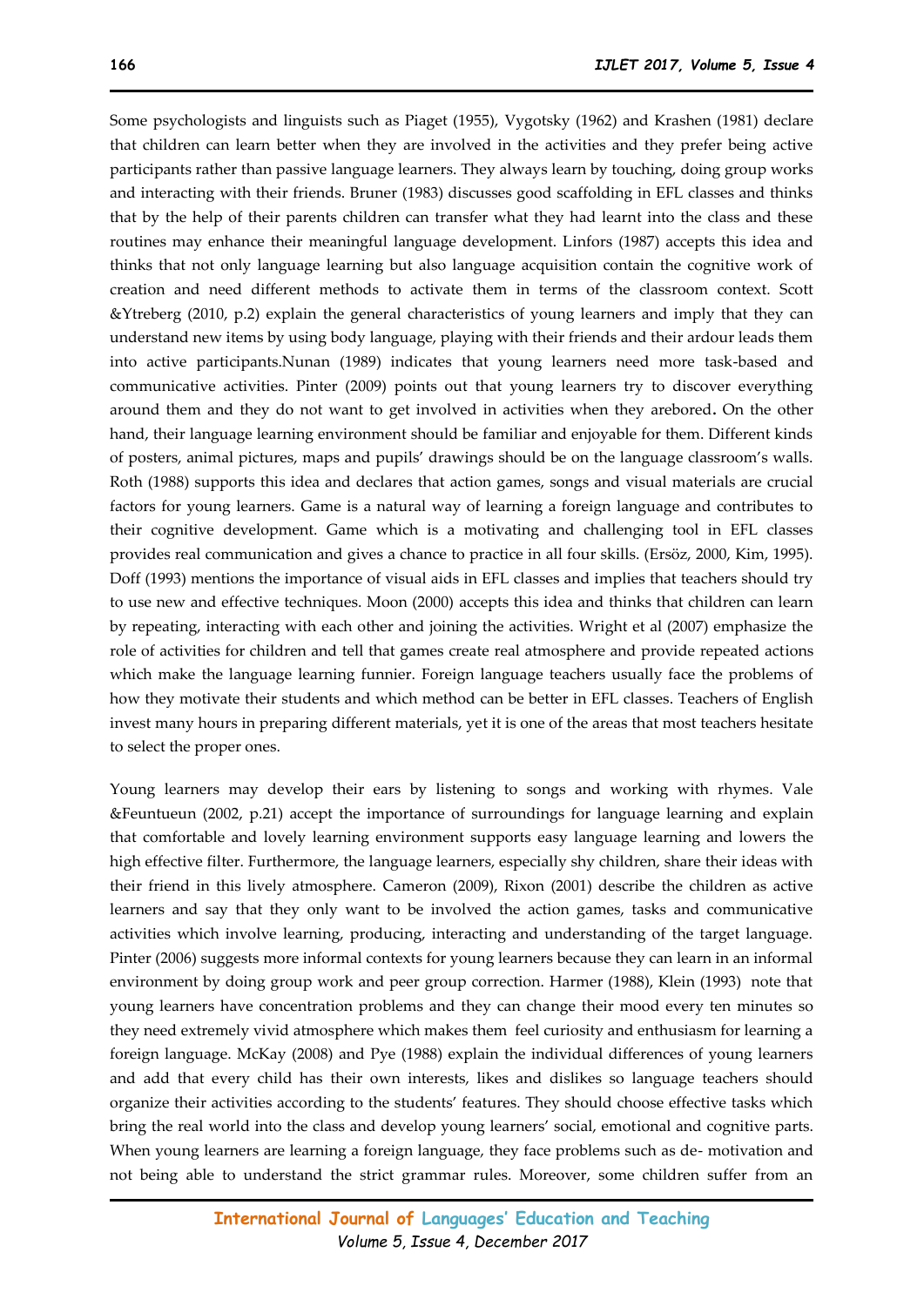Some psychologists and linguists such as Piaget (1955), Vygotsky (1962) and Krashen (1981) declare that children can learn better when they are involved in the activities and they prefer being active participants rather than passive language learners. They always learn by touching, doing group works and interacting with their friends. Bruner (1983) discusses good scaffolding in EFL classes and thinks that by the help of their parents children can transfer what they had learnt into the class and these routines may enhance their meaningful language development. Linfors (1987) accepts this idea and thinks that not only language learning but also language acquisition contain the cognitive work of creation and need different methods to activate them in terms of the classroom context. Scott &Ytreberg (2010, p.2) explain the general characteristics of young learners and imply that they can understand new items by using body language, playing with their friends and their ardour leads them into active participants.Nunan (1989) indicates that young learners need more task-based and communicative activities. Pinter (2009) points out that young learners try to discover everything around them and they do not want to get involved in activities when they arebored**.** On the other hand, their language learning environment should be familiar and enjoyable for them. Different kinds of posters, animal pictures, maps and pupils' drawings should be on the language classroom's walls. Roth (1988) supports this idea and declares that action games, songs and visual materials are crucial factors for young learners. Game is a natural way of learning a foreign language and contributes to their cognitive development. Game which is a motivating and challenging tool in EFL classes provides real communication and gives a chance to practice in all four skills. (Ersöz, 2000, Kim, 1995). Doff (1993) mentions the importance of visual aids in EFL classes and implies that teachers should try to use new and effective techniques. Moon (2000) accepts this idea and thinks that children can learn by repeating, interacting with each other and joining the activities. Wright et al (2007) emphasize the role of activities for children and tell that games create real atmosphere and provide repeated actions which make the language learning funnier. Foreign language teachers usually face the problems of how they motivate their students and which method can be better in EFL classes. Teachers of English invest many hours in preparing different materials, yet it is one of the areas that most teachers hesitate to select the proper ones.

Young learners may develop their ears by listening to songs and working with rhymes. Vale &Feuntueun (2002, p.21) accept the importance of surroundings for language learning and explain that comfortable and lovely learning environment supports easy language learning and lowers the high effective filter. Furthermore, the language learners, especially shy children, share their ideas with their friend in this lively atmosphere. Cameron (2009), Rixon (2001) describe the children as active learners and say that they only want to be involved the action games, tasks and communicative activities which involve learning, producing, interacting and understanding of the target language. Pinter (2006) suggests more informal contexts for young learners because they can learn in an informal environment by doing group work and peer group correction. Harmer (1988), Klein (1993) note that young learners have concentration problems and they can change their mood every ten minutes so they need extremely vivid atmosphere which makes them feel curiosity and enthusiasm for learning a foreign language. McKay (2008) and Pye (1988) explain the individual differences of young learners and add that every child has their own interests, likes and dislikes so language teachers should organize their activities according to the students' features. They should choose effective tasks which bring the real world into the class and develop young learners' social, emotional and cognitive parts. When young learners are learning a foreign language, they face problems such as de- motivation and not being able to understand the strict grammar rules. Moreover, some children suffer from an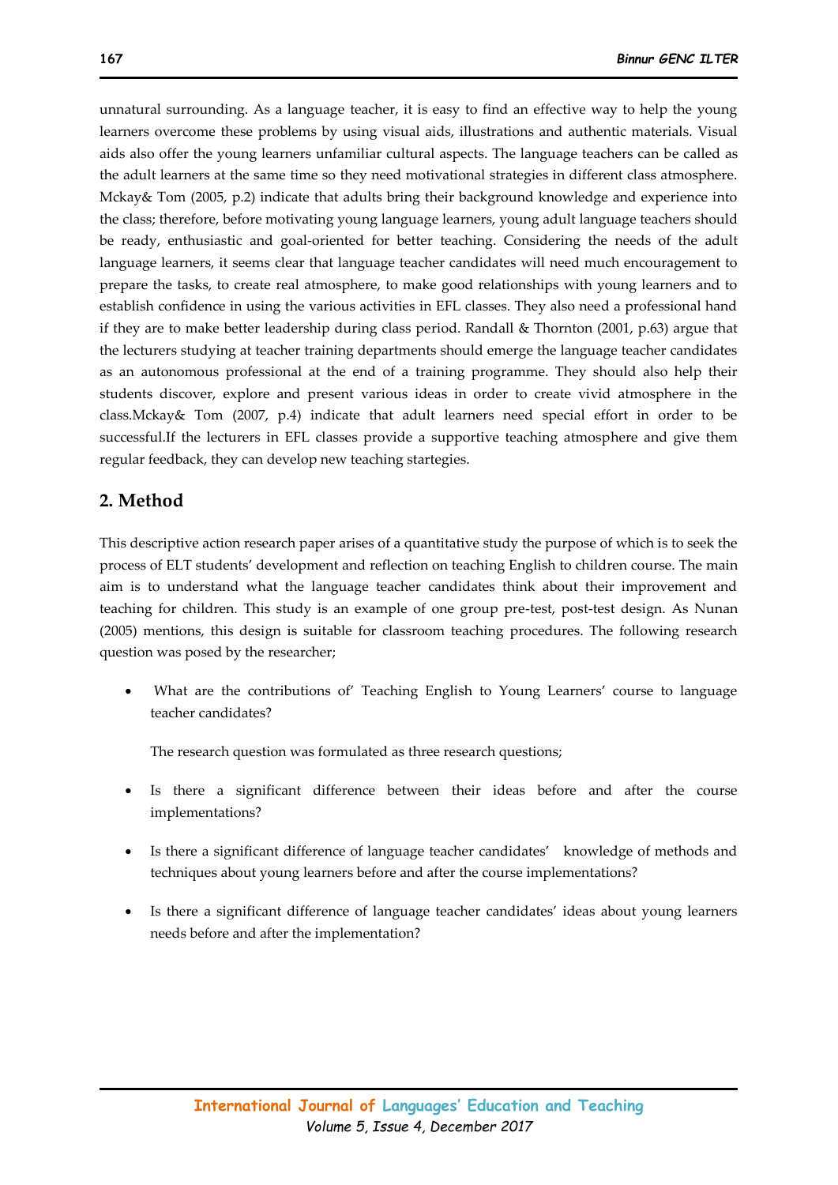unnatural surrounding. As a language teacher, it is easy to find an effective way to help the young learners overcome these problems by using visual aids, illustrations and authentic materials. Visual aids also offer the young learners unfamiliar cultural aspects. The language teachers can be called as the adult learners at the same time so they need motivational strategies in different class atmosphere. Mckay& Tom (2005, p.2) indicate that adults bring their background knowledge and experience into the class; therefore, before motivating young language learners, young adult language teachers should be ready, enthusiastic and goal-oriented for better teaching. Considering the needs of the adult language learners, it seems clear that language teacher candidates will need much encouragement to prepare the tasks, to create real atmosphere, to make good relationships with young learners and to establish confidence in using the various activities in EFL classes. They also need a professional hand if they are to make better leadership during class period. Randall & Thornton (2001, p.63) argue that the lecturers studying at teacher training departments should emerge the language teacher candidates as an autonomous professional at the end of a training programme. They should also help their students discover, explore and present various ideas in order to create vivid atmosphere in the class.Mckay& Tom (2007, p.4) indicate that adult learners need special effort in order to be successful.If the lecturers in EFL classes provide a supportive teaching atmosphere and give them regular feedback, they can develop new teaching startegies.

## 2. Method

This descriptive action research paper arises of a quantitative study the purpose of which is to seek the process of ELT students' development and reflection on teaching English to children course. The main aim is to understand what the language teacher candidates think about their improvement and teaching for children. This study is an example of one group pre-test, post-test design. As Nunan (2005) mentions, this design is suitable for classroom teaching procedures. The following research question was posed by the researcher;

- What are the contributions of' Teaching English to Young Learners' course to language teacher candidates?

  The research question was formulated as three research questions;

- Is there a significant difference between their ideas before and after the course implementations?
- Is there a significant difference of language teacher candidates' knowledge of methods and techniques about young learners before and after the course implementations?
- Is there a significant difference of language teacher candidates' ideas about young learners needs before and after the implementation?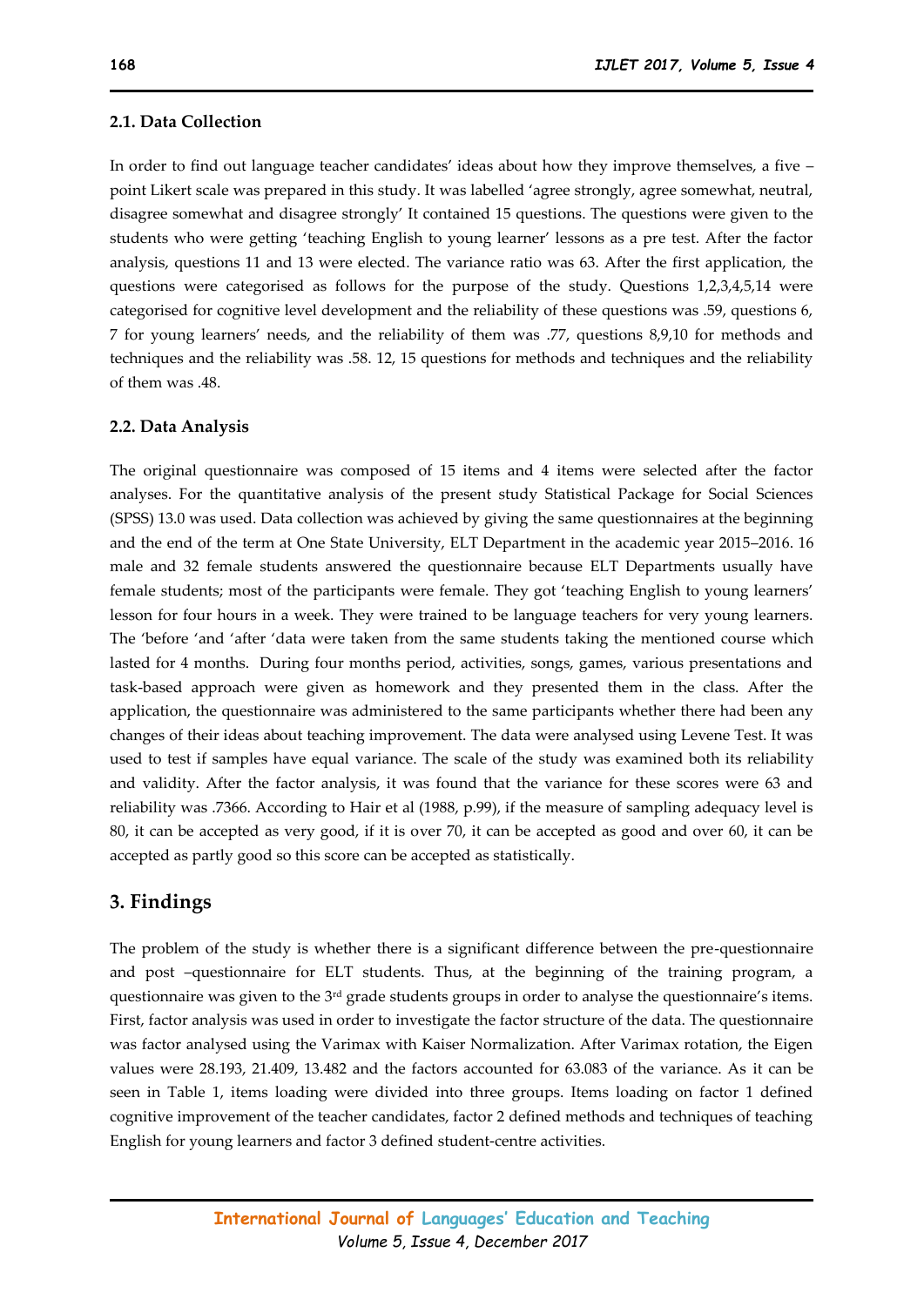### 2.1. Data Collection

In order to find out language teacher candidates' ideas about how they improve themselves, a five – point Likert scale was prepared in this study. It was labelled 'agree strongly, agree somewhat, neutral, disagree somewhat and disagree strongly' It contained 15 questions. The questions were given to the students who were getting 'teaching English to young learner' lessons as a pre test. After the factor analysis, questions 11 and 13 were elected. The variance ratio was 63. After the first application, the questions were categorised as follows for the purpose of the study. Questions 1,2,3,4,5,14 were categorised for cognitive level development and the reliability of these questions was .59, questions 6, 7 for young learners' needs, and the reliability of them was .77, questions 8,9,10 for methods and techniques and the reliability was .58. 12, 15 questions for methods and techniques and the reliability of them was .48.

### 2.2. Data Analysis

The original questionnaire was composed of 15 items and 4 items were selected after the factor analyses. For the quantitative analysis of the present study Statistical Package for Social Sciences (SPSS) 13.0 was used. Data collection was achieved by giving the same questionnaires at the beginning and the end of the term at One State University, ELT Department in the academic year 2015–2016. 16 male and 32 female students answered the questionnaire because ELT Departments usually have female students; most of the participants were female. They got 'teaching English to young learners' lesson for four hours in a week. They were trained to be language teachers for very young learners. The 'before 'and 'after 'data were taken from the same students taking the mentioned course which lasted for 4 months. During four months period, activities, songs, games, various presentations and task-based approach were given as homework and they presented them in the class. After the application, the questionnaire was administered to the same participants whether there had been any changes of their ideas about teaching improvement. The data were analysed using Levene Test. It was used to test if samples have equal variance. The scale of the study was examined both its reliability and validity. After the factor analysis, it was found that the variance for these scores were 63 and reliability was .7366. According to Hair et al (1988, p.99), if the measure of sampling adequacy level is 80, it can be accepted as very good, if it is over 70, it can be accepted as good and over 60, it can be accepted as partly good so this score can be accepted as statistically.

## 3. Findings

The problem of the study is whether there is a significant difference between the pre-questionnaire and post –questionnaire for ELT students. Thus, at the beginning of the training program, a questionnaire was given to the 3rd grade students groups in order to analyse the questionnaire's items. First, factor analysis was used in order to investigate the factor structure of the data. The questionnaire was factor analysed using the Varimax with Kaiser Normalization. After Varimax rotation, the Eigen values were 28.193, 21.409, 13.482 and the factors accounted for 63.083 of the variance. As it can be seen in Table 1, items loading were divided into three groups. Items loading on factor 1 defined cognitive improvement of the teacher candidates, factor 2 defined methods and techniques of teaching English for young learners and factor 3 defined student-centre activities.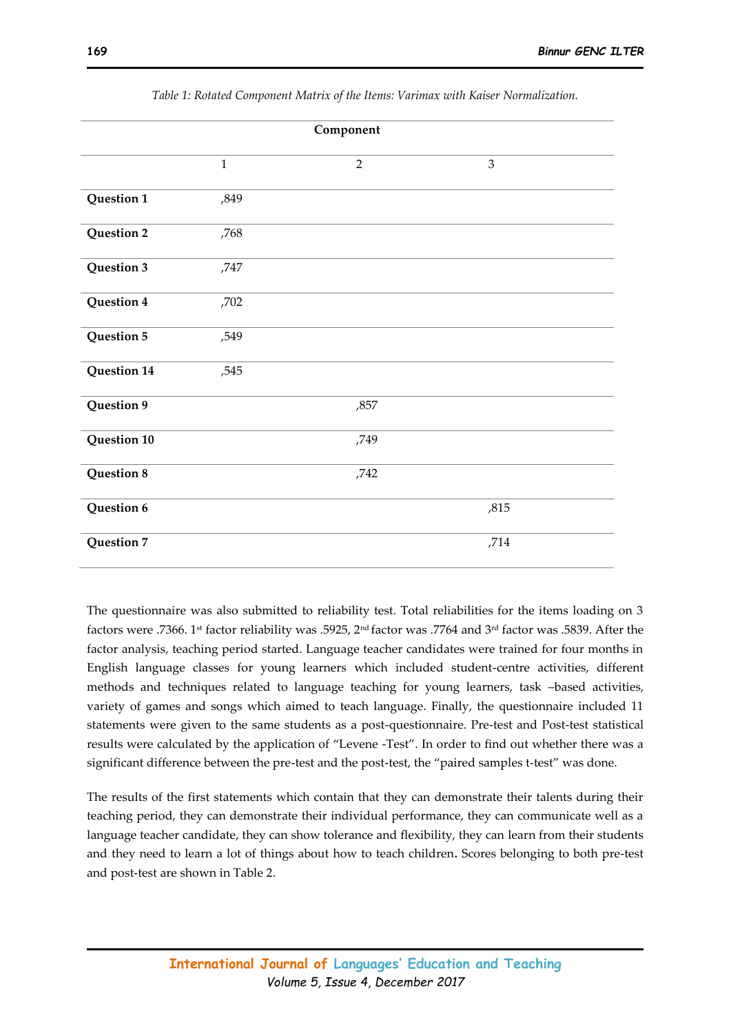*Table 1: Rotated Component Matrix of the Items: Varimax with Kaiser Normalization.*

| | Component | | |
|---|---|---|---|
| | 1 | 2 | 3 |
| **Question 1** | ,849 | | |
| **Question 2** | ,768 | | |
| **Question 3** | ,747 | | |
| **Question 4** | ,702 | | |
| **Question 5** | ,549 | | |
| **Question 14** | ,545 | | |
| **Question 9** | | ,857 | |
| **Question 10** | | ,749 | |
| **Question 8** | | ,742 | |
| **Question 6** | | | ,815 |
| **Question 7** | | | ,714 |

The questionnaire was also submitted to reliability test. Total reliabilities for the items loading on 3 factors were .7366. 1st factor reliability was .5925, 2nd factor was .7764 and 3rd factor was .5839. After the factor analysis, teaching period started. Language teacher candidates were trained for four months in English language classes for young learners which included student-centre activities, different methods and techniques related to language teaching for young learners, task –based activities, variety of games and songs which aimed to teach language. Finally, the questionnaire included 11 statements were given to the same students as a post-questionnaire. Pre-test and Post-test statistical results were calculated by the application of "Levene -Test". In order to find out whether there was a significant difference between the pre-test and the post-test, the "paired samples t-test" was done.

The results of the first statements which contain that they can demonstrate their talents during their teaching period, they can demonstrate their individual performance, they can communicate well as a language teacher candidate, they can show tolerance and flexibility, they can learn from their students and they need to learn a lot of things about how to teach children**.** Scores belonging to both pre-test and post-test are shown in Table 2.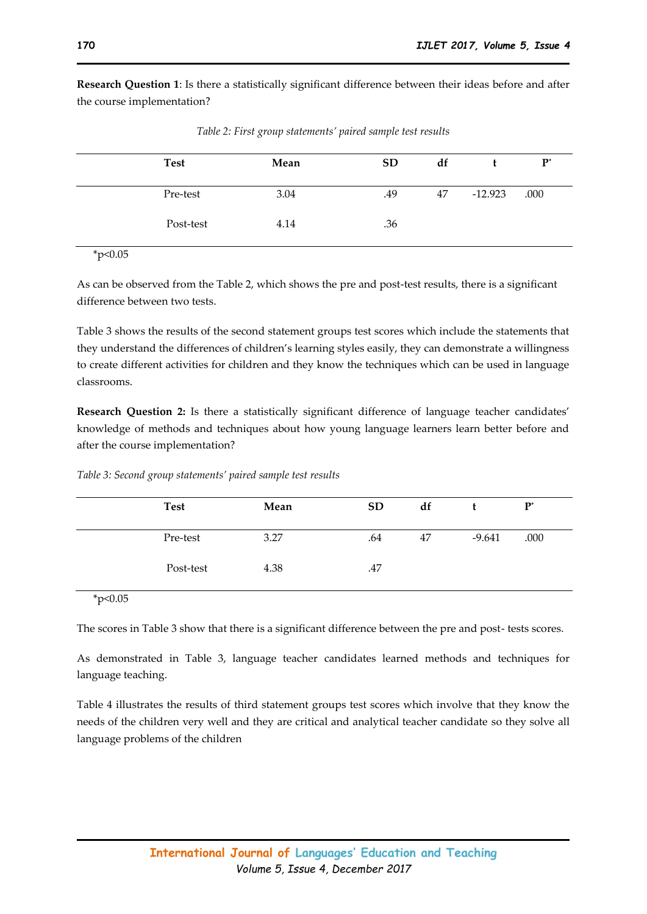**Research Question 1**: Is there a statistically significant difference between their ideas before and after the course implementation?

*Table 2: First group statements' paired sample test results*

| Test | Mean | SD | df | t | P* |
|---|---|---|---|---|---|
| Pre-test | 3.04 | .49 | 47 | -12.923 | .000 |
| Post-test | 4.14 | .36 | | | |

*p<0.05

As can be observed from the Table 2, which shows the pre and post-test results, there is a significant difference between two tests.

Table 3 shows the results of the second statement groups test scores which include the statements that they understand the differences of children's learning styles easily, they can demonstrate a willingness to create different activities for children and they know the techniques which can be used in language classrooms.

**Research Question 2:** Is there a statistically significant difference of language teacher candidates' knowledge of methods and techniques about how young language learners learn better before and after the course implementation?

*Table 3: Second group statements' paired sample test results*

| Test | Mean | SD | df | t | P* |
|---|---|---|---|---|---|
| Pre-test | 3.27 | .64 | 47 | -9.641 | .000 |
| Post-test | 4.38 | .47 | | | |

*p<0.05

The scores in Table 3 show that there is a significant difference between the pre and post- tests scores.

As demonstrated in Table 3, language teacher candidates learned methods and techniques for language teaching.

Table 4 illustrates the results of third statement groups test scores which involve that they know the needs of the children very well and they are critical and analytical teacher candidate so they solve all language problems of the children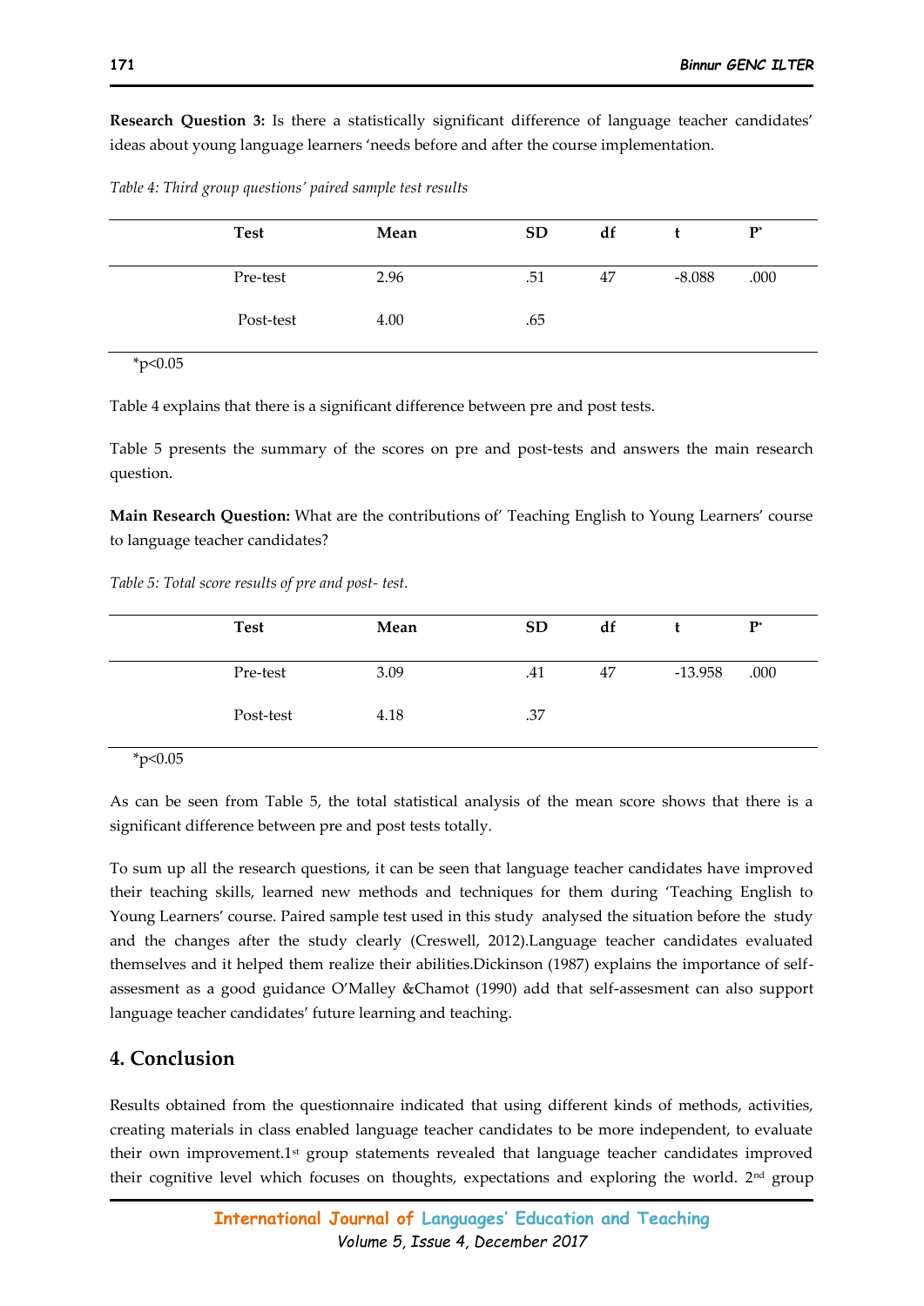**Research Question 3:** Is there a statistically significant difference of language teacher candidates' ideas about young language learners 'needs before and after the course implementation.

*Table 4: Third group questions' paired sample test results*

| Test | Mean | SD | df | t | P* |
|---|---|---|---|---|---|
| Pre-test | 2.96 | .51 | 47 | -8.088 | .000 |
| Post-test | 4.00 | .65 | | | |

*p<0.05

Table 4 explains that there is a significant difference between pre and post tests.

Table 5 presents the summary of the scores on pre and post-tests and answers the main research question.

**Main Research Question:** What are the contributions of' Teaching English to Young Learners' course to language teacher candidates?

*Table 5: Total score results of pre and post- test.*

| Test | Mean | SD | df | t | P* |
|---|---|---|---|---|---|
| Pre-test | 3.09 | .41 | 47 | -13.958 | .000 |
| Post-test | 4.18 | .37 | | | |

*p<0.05

As can be seen from Table 5, the total statistical analysis of the mean score shows that there is a significant difference between pre and post tests totally.

To sum up all the research questions, it can be seen that language teacher candidates have improved their teaching skills, learned new methods and techniques for them during 'Teaching English to Young Learners' course. Paired sample test used in this study analysed the situation before the study and the changes after the study clearly (Creswell, 2012).Language teacher candidates evaluated themselves and it helped them realize their abilities.Dickinson (1987) explains the importance of self-assesment as a good guidance O'Malley &Chamot (1990) add that self-assesment can also support language teacher candidates' future learning and teaching.

## 4. Conclusion

Results obtained from the questionnaire indicated that using different kinds of methods, activities, creating materials in class enabled language teacher candidates to be more independent, to evaluate their own improvement.1st group statements revealed that language teacher candidates improved their cognitive level which focuses on thoughts, expectations and exploring the world. 2nd group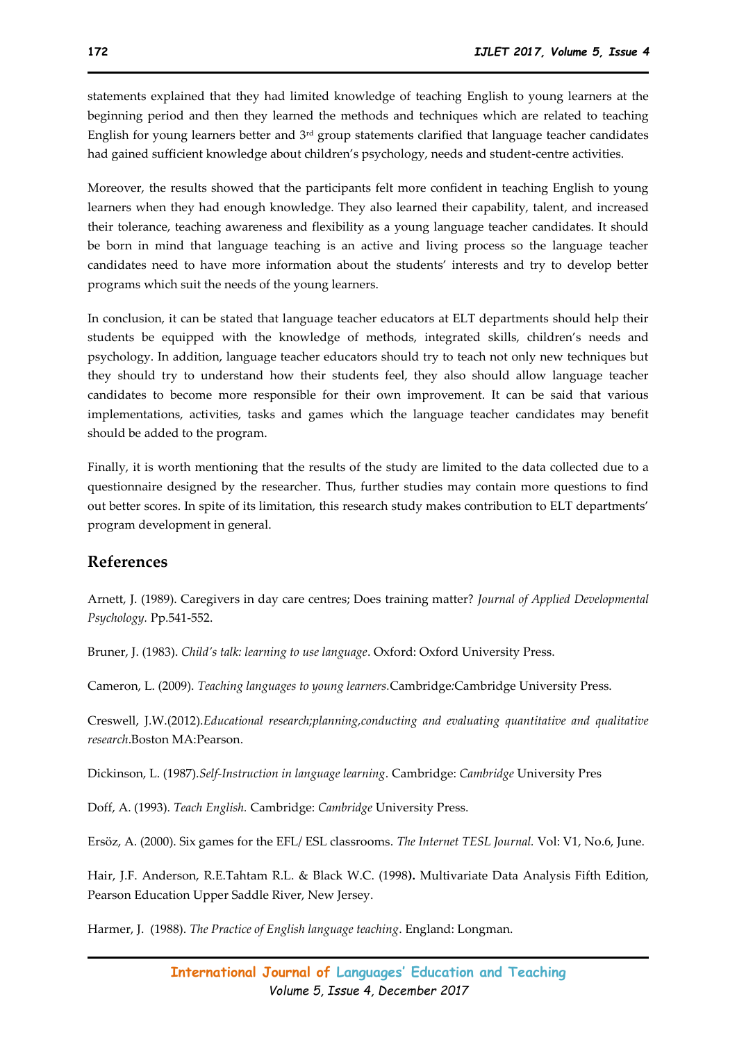statements explained that they had limited knowledge of teaching English to young learners at the beginning period and then they learned the methods and techniques which are related to teaching English for young learners better and 3rd group statements clarified that language teacher candidates had gained sufficient knowledge about children's psychology, needs and student-centre activities.

Moreover, the results showed that the participants felt more confident in teaching English to young learners when they had enough knowledge. They also learned their capability, talent, and increased their tolerance, teaching awareness and flexibility as a young language teacher candidates. It should be born in mind that language teaching is an active and living process so the language teacher candidates need to have more information about the students' interests and try to develop better programs which suit the needs of the young learners.

In conclusion, it can be stated that language teacher educators at ELT departments should help their students be equipped with the knowledge of methods, integrated skills, children's needs and psychology. In addition, language teacher educators should try to teach not only new techniques but they should try to understand how their students feel, they also should allow language teacher candidates to become more responsible for their own improvement. It can be said that various implementations, activities, tasks and games which the language teacher candidates may benefit should be added to the program.

Finally, it is worth mentioning that the results of the study are limited to the data collected due to a questionnaire designed by the researcher. Thus, further studies may contain more questions to find out better scores. In spite of its limitation, this research study makes contribution to ELT departments' program development in general.

## References

Arnett, J. (1989). Caregivers in day care centres; Does training matter? *Journal of Applied Developmental Psychology.* Pp.541-552.

Bruner, J. (1983). *Child's talk: learning to use language*. Oxford: Oxford University Press.

Cameron, L. (2009). *Teaching languages to young learners.*Cambridge:Cambridge University Press.

Creswell, J.W.(2012).*Educational research;planning,conducting and evaluating quantitative and qualitative research*.Boston MA:Pearson.

Dickinson, L. (1987).*Self-Instruction in language learning*. Cambridge: *Cambridge* University Pres

Doff, A. (1993). *Teach English.* Cambridge: *Cambridge* University Press.

Ersöz, A. (2000). Six games for the EFL/ ESL classrooms. *The Internet TESL Journal.* Vol: V1, No.6, June.

Hair, J.F. Anderson, R.E.Tahtam R.L. & Black W.C. (1998**).** Multivariate Data Analysis Fifth Edition, Pearson Education Upper Saddle River, New Jersey.

Harmer, J. (1988). *The Practice of English language teaching*. England: Longman.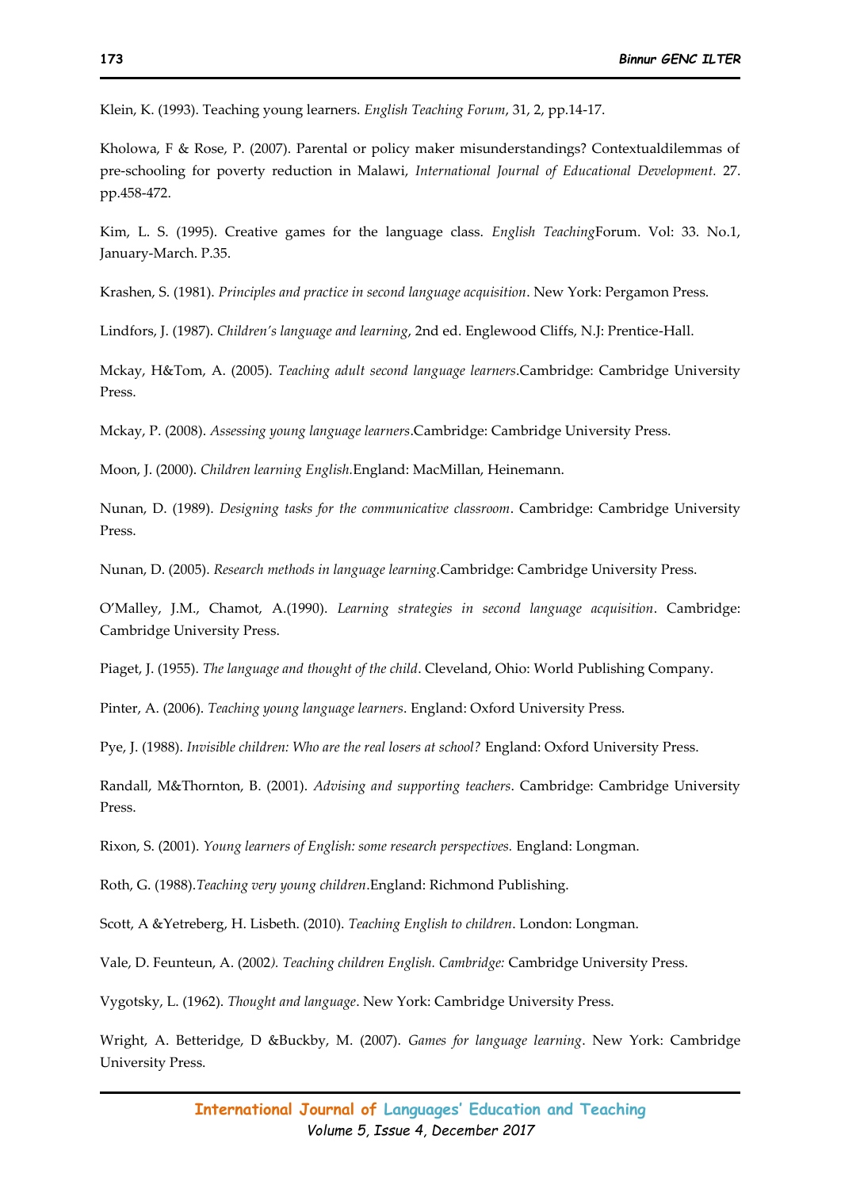Klein, K. (1993). Teaching young learners. *English Teaching Forum*, 31, 2, pp.14-17.

Kholowa, F & Rose, P. (2007). Parental or policy maker misunderstandings? Contextualdilemmas of pre-schooling for poverty reduction in Malawi, *International Journal of Educational Development.* 27. pp.458-472.

Kim, L. S. (1995). Creative games for the language class. *English Teaching*Forum. Vol: 33. No.1, January-March. P.35.

Krashen, S. (1981). *Principles and practice in second language acquisition*. New York: Pergamon Press.

Lindfors, J. (1987). *Children's language and learning*, 2nd ed. Englewood Cliffs, N.J: Prentice-Hall.

Mckay, H&Tom, A. (2005). *Teaching adult second language learners*.Cambridge: Cambridge University Press.

Mckay, P. (2008). *Assessing young language learners*.Cambridge: Cambridge University Press.

Moon, J. (2000). *Children learning English.*England: MacMillan, Heinemann.

Nunan, D. (1989). *Designing tasks for the communicative classroom*. Cambridge: Cambridge University Press.

Nunan, D. (2005). *Research methods in language learning.*Cambridge: Cambridge University Press.

O'Malley, J.M., Chamot, A.(1990). *Learning strategies in second language acquisition*. Cambridge: Cambridge University Press.

Piaget, J. (1955). *The language and thought of the child*. Cleveland, Ohio: World Publishing Company.

Pinter, A. (2006). *Teaching young language learners*. England: Oxford University Press.

Pye, J. (1988). *Invisible children: Who are the real losers at school?* England: Oxford University Press.

Randall, M&Thornton, B. (2001). *Advising and supporting teachers*. Cambridge: Cambridge University Press.

Rixon, S. (2001). *Young learners of English: some research perspectives.* England: Longman.

Roth, G. (1988).*Teaching very young children*.England: Richmond Publishing.

Scott, A &Yetreberg, H. Lisbeth. (2010). *Teaching English to children*. London: Longman.

Vale, D. Feunteun, A. (2002*). Teaching children English. Cambridge:* Cambridge University Press.

Vygotsky, L. (1962). *Thought and language*. New York: Cambridge University Press.

Wright, A. Betteridge, D &Buckby, M. (2007). *Games for language learning*. New York: Cambridge University Press.